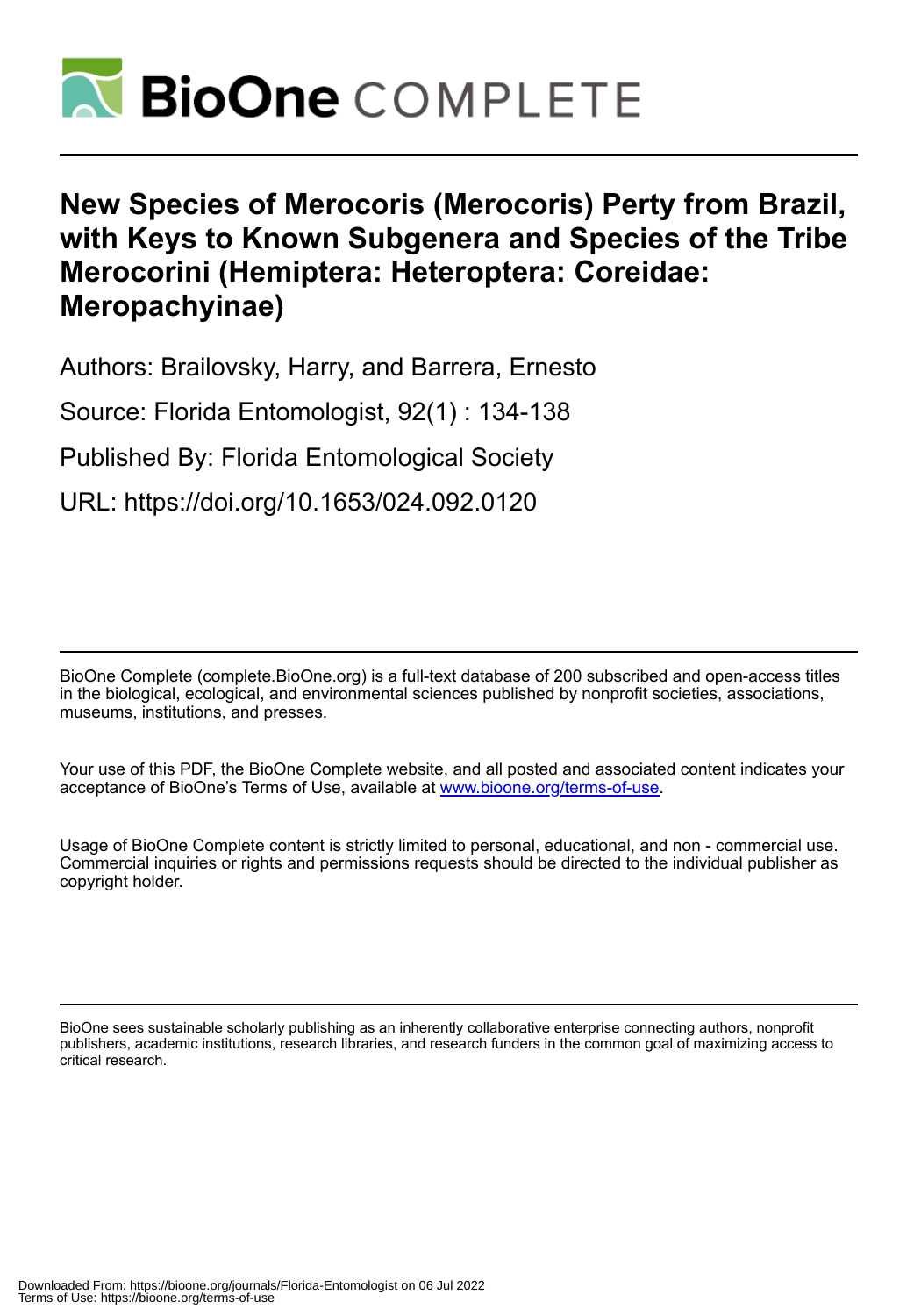# New Species of Merocoris (Merocoris) Perty from Brazil, with Keys to Known Subgenera and Species of the Tribe Merocorini (Hemiptera: Heteroptera: Coreidae: Meropachyinae)

Authors: Brailovsky, Harry, and Barrera, Ernesto

Source: Florida Entomologist, 92(1) : 134-138

Published By: Florida Entomological Society

URL: https://doi.org/10.1653/024.092.0120

BioOne Complete (complete.BioOne.org) is a full-text database of 200 subscribed and open-access titles in the biological, ecological, and environmental sciences published by nonprofit societies, associations, museums, institutions, and presses.

Your use of this PDF, the BioOne Complete website, and all posted and associated content indicates your acceptance of BioOne's Terms of Use, available at www.bioone.org/terms-of-use.

Usage of BioOne Complete content is strictly limited to personal, educational, and non - commercial use. Commercial inquiries or rights and permissions requests should be directed to the individual publisher as copyright holder.

BioOne sees sustainable scholarly publishing as an inherently collaborative enterprise connecting authors, nonprofit publishers, academic institutions, research libraries, and research funders in the common goal of maximizing access to critical research.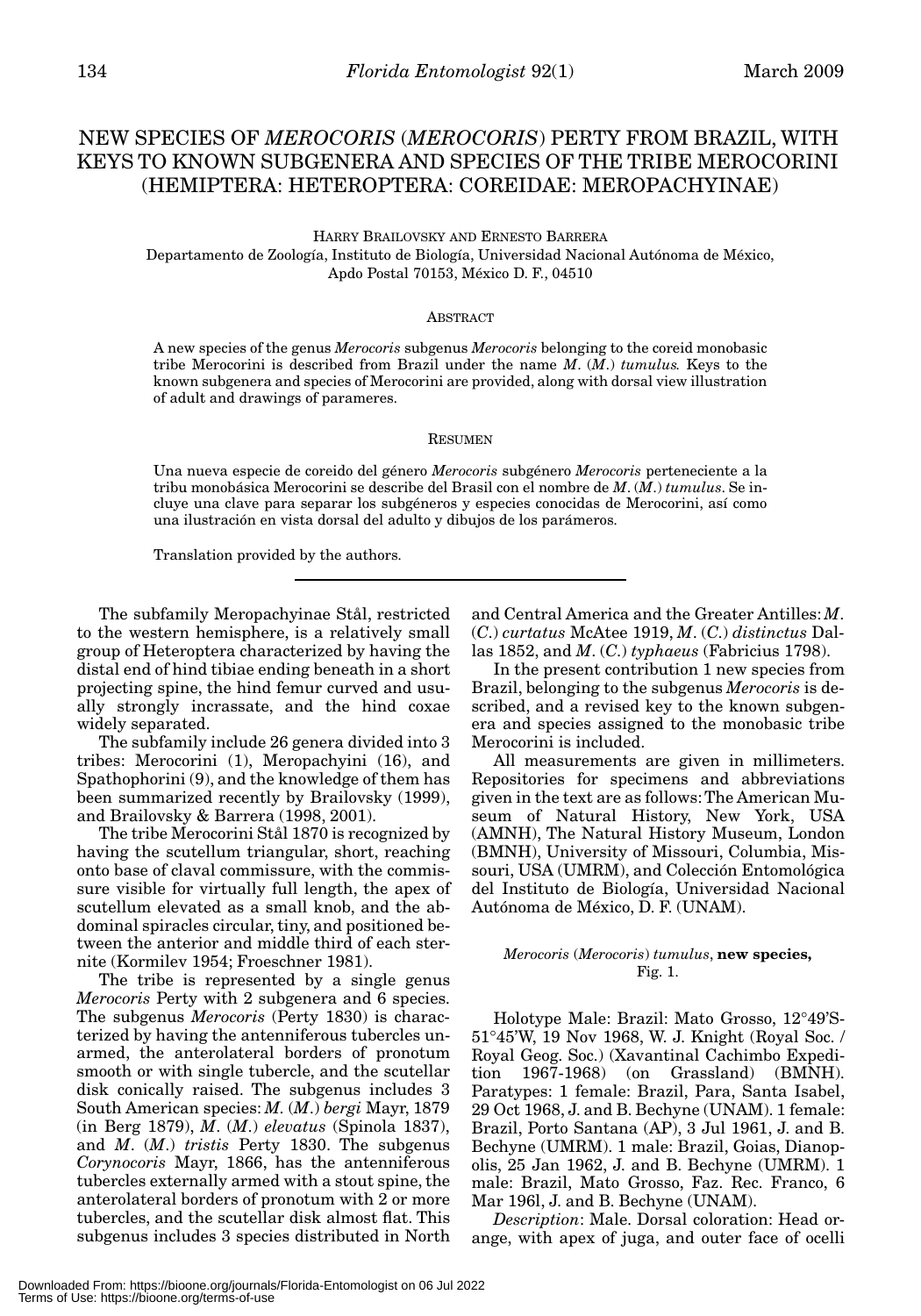# NEW SPECIES OF *MEROCORIS* (*MEROCORIS*) PERTY FROM BRAZIL, WITH KEYS TO KNOWN SUBGENERA AND SPECIES OF THE TRIBE MEROCORINI (HEMIPTERA: HETEROPTERA: COREIDAE: MEROPACHYINAE)

HARRY BRAILOVSKY AND ERNESTO BARRERA

Departamento de Zoología, Instituto de Biología, Universidad Nacional Autónoma de México, Apdo Postal 70153, México D. F., 04510

## ABSTRACT

A new species of the genus *Merocoris* subgenus *Merocoris* belonging to the coreid monobasic tribe Merocorini is described from Brazil under the name *M.* (*M.*) *tumulus.* Keys to the known subgenera and species of Merocorini are provided, along with dorsal view illustration of adult and drawings of parameres.

## RESUMEN

Una nueva especie de coreido del género *Merocoris* subgénero *Merocoris* perteneciente a la tribu monobásica Merocorini se describe del Brasil con el nombre de *M.* (*M.*) *tumulus*. Se incluye una clave para separar los subgéneros y especies conocidas de Merocorini, así como una ilustración en vista dorsal del adulto y dibujos de los parámeros.

Translation provided by the authors.

---

The subfamily Meropachyinae Stål, restricted to the western hemisphere, is a relatively small group of Heteroptera characterized by having the distal end of hind tibiae ending beneath in a short projecting spine, the hind femur curved and usually strongly incrassate, and the hind coxae widely separated.

The subfamily include 26 genera divided into 3 tribes: Merocorini (1), Meropachyini (16), and Spathophorini (9), and the knowledge of them has been summarized recently by Brailovsky (1999), and Brailovsky & Barrera (1998, 2001).

The tribe Merocorini Stål 1870 is recognized by having the scutellum triangular, short, reaching onto base of claval commissure, with the commissure visible for virtually full length, the apex of scutellum elevated as a small knob, and the abdominal spiracles circular, tiny, and positioned between the anterior and middle third of each sternite (Kormilev 1954; Froeschner 1981).

The tribe is represented by a single genus *Merocoris* Perty with 2 subgenera and 6 species. The subgenus *Merocoris* (Perty 1830) is characterized by having the antenniferous tubercles unarmed, the anterolateral borders of pronotum smooth or with single tubercle, and the scutellar disk conically raised. The subgenus includes 3 South American species: *M.* (*M.*) *bergi* Mayr, 1879 (in Berg 1879), *M.* (*M.*) *elevatus* (Spinola 1837), and *M.* (*M.*) *tristis* Perty 1830. The subgenus *Corynocoris* Mayr, 1866, has the antenniferous tubercles externally armed with a stout spine, the anterolateral borders of pronotum with 2 or more tubercles, and the scutellar disk almost flat. This subgenus includes 3 species distributed in North and Central America and the Greater Antilles: *M.* (*C.*) *curtatus* McAtee 1919, *M.* (*C.*) *distinctus* Dallas 1852, and *M.* (*C.*) *typhaeus* (Fabricius 1798).

In the present contribution 1 new species from Brazil, belonging to the subgenus *Merocoris* is described, and a revised key to the known subgenera and species assigned to the monobasic tribe Merocorini is included.

All measurements are given in millimeters. Repositories for specimens and abbreviations given in the text are as follows: The American Museum of Natural History, New York, USA (AMNH), The Natural History Museum, London (BMNH), University of Missouri, Columbia, Missouri, USA (UMRM), and Colección Entomológica del Instituto de Biología, Universidad Nacional Autónoma de México, D. F. (UNAM).

### *Merocoris* (*Merocoris*) *tumulus*, **new species,** Fig. 1.

Holotype Male: Brazil: Mato Grosso, 12°49'S-51°45'W, 19 Nov 1968, W. J. Knight (Royal Soc. / Royal Geog. Soc.) (Xavantinal Cachimbo Expedition 1967-1968) (on Grassland) (BMNH). Paratypes: 1 female: Brazil, Para, Santa Isabel, 29 Oct 1968, J. and B. Bechyne (UNAM). 1 female: Brazil, Porto Santana (AP), 3 Jul 1961, J. and B. Bechyne (UMRM). 1 male: Brazil, Goias, Dianopolis, 25 Jan 1962, J. and B. Bechyne (UMRM). 1 male: Brazil, Mato Grosso, Faz. Rec. Franco, 6 Mar 196l, J. and B. Bechyne (UNAM).

*Description*: Male. Dorsal coloration: Head orange, with apex of juga, and outer face of ocelli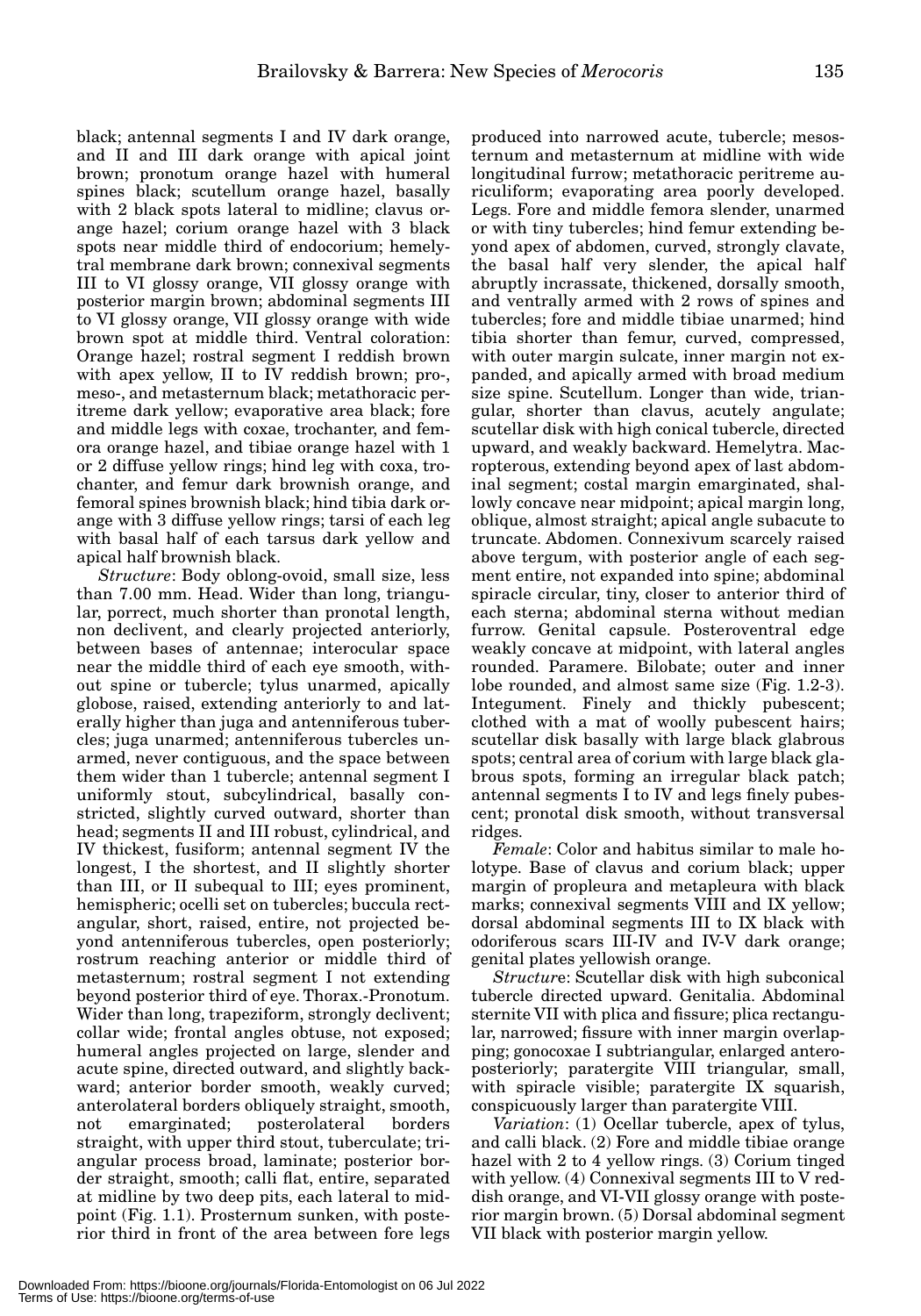black; antennal segments I and IV dark orange, and II and III dark orange with apical joint brown; pronotum orange hazel with humeral spines black; scutellum orange hazel, basally with 2 black spots lateral to midline; clavus orange hazel; corium orange hazel with 3 black spots near middle third of endocorium; hemelytral membrane dark brown; connexival segments III to VI glossy orange, VII glossy orange with posterior margin brown; abdominal segments III to VI glossy orange, VII glossy orange with wide brown spot at middle third. Ventral coloration: Orange hazel; rostral segment I reddish brown with apex yellow, II to IV reddish brown; pro-, meso-, and metasternum black; metathoracic peritreme dark yellow; evaporative area black; fore and middle legs with coxae, trochanter, and femora orange hazel, and tibiae orange hazel with 1 or 2 diffuse yellow rings; hind leg with coxa, trochanter, and femur dark brownish orange, and femoral spines brownish black; hind tibia dark orange with 3 diffuse yellow rings; tarsi of each leg with basal half of each tarsus dark yellow and apical half brownish black.

*Structure*: Body oblong-ovoid, small size, less than 7.00 mm. Head. Wider than long, triangular, porrect, much shorter than pronotal length, non declivent, and clearly projected anteriorly, between bases of antennae; interocular space near the middle third of each eye smooth, without spine or tubercle; tylus unarmed, apically globose, raised, extending anteriorly to and laterally higher than juga and antenniferous tubercles; juga unarmed; antenniferous tubercles unarmed, never contiguous, and the space between them wider than 1 tubercle; antennal segment I uniformly stout, subcylindrical, basally constricted, slightly curved outward, shorter than head; segments II and III robust, cylindrical, and IV thickest, fusiform; antennal segment IV the longest, I the shortest, and II slightly shorter than III, or II subequal to III; eyes prominent, hemispheric; ocelli set on tubercles; buccula rectangular, short, raised, entire, not projected beyond antenniferous tubercles, open posteriorly; rostrum reaching anterior or middle third of metasternum; rostral segment I not extending beyond posterior third of eye. Thorax.-Pronotum. Wider than long, trapeziform, strongly declivent; collar wide; frontal angles obtuse, not exposed; humeral angles projected on large, slender and acute spine, directed outward, and slightly backward; anterior border smooth, weakly curved; anterolateral borders obliquely straight, smooth, not emarginated; posterolateral borders straight, with upper third stout, tuberculate; triangular process broad, laminate; posterior border straight, smooth; calli flat, entire, separated at midline by two deep pits, each lateral to midpoint (Fig. 1.1). Prosternum sunken, with posterior third in front of the area between fore legs produced into narrowed acute, tubercle; mesosternum and metasternum at midline with wide longitudinal furrow; metathoracic peritreme auriculiform; evaporating area poorly developed. Legs. Fore and middle femora slender, unarmed or with tiny tubercles; hind femur extending beyond apex of abdomen, curved, strongly clavate, the basal half very slender, the apical half abruptly incrassate, thickened, dorsally smooth, and ventrally armed with 2 rows of spines and tubercles; fore and middle tibiae unarmed; hind tibia shorter than femur, curved, compressed, with outer margin sulcate, inner margin not expanded, and apically armed with broad medium size spine. Scutellum. Longer than wide, triangular, shorter than clavus, acutely angulate; scutellar disk with high conical tubercle, directed upward, and weakly backward. Hemelytra. Macropterous, extending beyond apex of last abdominal segment; costal margin emarginated, shallowly concave near midpoint; apical margin long, oblique, almost straight; apical angle subacute to truncate. Abdomen. Connexivum scarcely raised above tergum, with posterior angle of each segment entire, not expanded into spine; abdominal spiracle circular, tiny, closer to anterior third of each sterna; abdominal sterna without median furrow. Genital capsule. Posteroventral edge weakly concave at midpoint, with lateral angles rounded. Paramere. Bilobate; outer and inner lobe rounded, and almost same size (Fig. 1.2-3). Integument. Finely and thickly pubescent; clothed with a mat of woolly pubescent hairs; scutellar disk basally with large black glabrous spots; central area of corium with large black glabrous spots, forming an irregular black patch; antennal segments I to IV and legs finely pubescent; pronotal disk smooth, without transversal ridges.

*Female*: Color and habitus similar to male holotype. Base of clavus and corium black; upper margin of propleura and metapleura with black marks; connexival segments VIII and IX yellow; dorsal abdominal segments III to IX black with odoriferous scars III-IV and IV-V dark orange; genital plates yellowish orange.

*Structure*: Scutellar disk with high subconical tubercle directed upward. Genitalia. Abdominal sternite VII with plica and fissure; plica rectangular, narrowed; fissure with inner margin overlapping; gonocoxae I subtriangular, enlarged anteroposteriorly; paratergite VIII triangular, small, with spiracle visible; paratergite IX squarish, conspicuously larger than paratergite VIII.

*Variation*: (1) Ocellar tubercle, apex of tylus, and calli black. (2) Fore and middle tibiae orange hazel with 2 to 4 yellow rings. (3) Corium tinged with yellow. (4) Connexival segments III to V reddish orange, and VI-VII glossy orange with posterior margin brown. (5) Dorsal abdominal segment VII black with posterior margin yellow.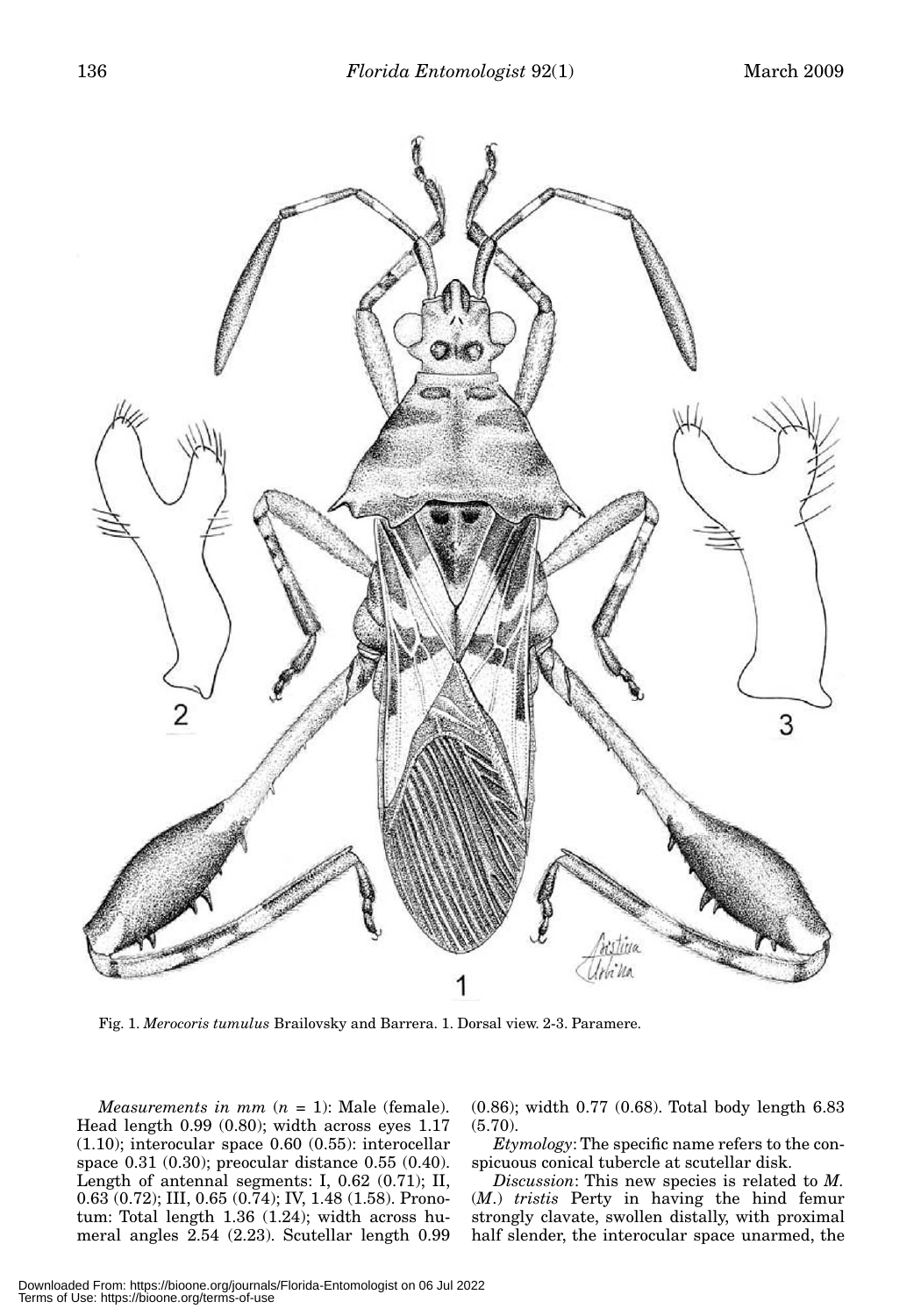Fig. 1. *Merocoris tumulus* Brailovsky and Barrera. 1. Dorsal view. 2-3. Paramere.

*Measurements in mm* (*n* = 1): Male (female). Head length 0.99 (0.80); width across eyes 1.17 (1.10); interocular space 0.60 (0.55): interocellar space 0.31 (0.30); preocular distance 0.55 (0.40). Length of antennal segments: I, 0.62 (0.71); II, 0.63 (0.72); III, 0.65 (0.74); IV, 1.48 (1.58). Pronotum: Total length 1.36 (1.24); width across humeral angles 2.54 (2.23). Scutellar length 0.99 (0.86); width 0.77 (0.68). Total body length 6.83 (5.70).

*Etymology*: The specific name refers to the conspicuous conical tubercle at scutellar disk.

*Discussion*: This new species is related to *M.* (*M.*) *tristis* Perty in having the hind femur strongly clavate, swollen distally, with proximal half slender, the interocular space unarmed, the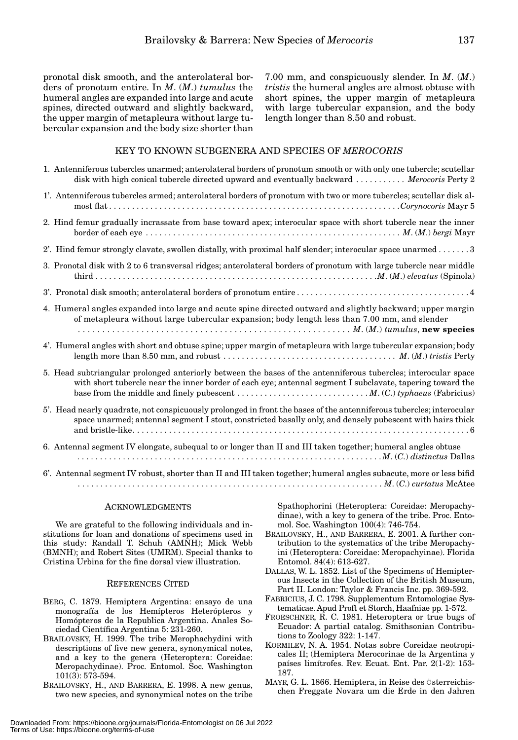pronotal disk smooth, and the anterolateral borders of pronotum entire. In *M*. (*M*.) *tumulus* the humeral angles are expanded into large and acute spines, directed outward and slightly backward, the upper margin of metapleura without large tubercular expansion and the body size shorter than 7.00 mm, and conspicuously slender. In *M*. (*M*.) *tristis* the humeral angles are almost obtuse with short spines, the upper margin of metapleura with large tubercular expansion, and the body length longer than 8.50 and robust.

## KEY TO KNOWN SUBGENERA AND SPECIES OF *MEROCORIS*

1. Antenniferous tubercles unarmed; anterolateral borders of pronotum smooth or with only one tubercle; scutellar disk with high conical tubercle directed upward and eventually backward . . . . . . . . . . . *Merocoris* Perty 2

1'. Antenniferous tubercles armed; anterolateral borders of pronotum with two or more tubercles; scutellar disk almost flat . . . . . . . . . . . . . . . . . . . . . . . . . . . . . . . . . . . . . . . . . . . . . . . . . . . . . . . . . . . . . . .*Corynocoris* Mayr 5

2. Hind femur gradually incrassate from base toward apex; interocular space with short tubercle near the inner border of each eye . . . . . . . . . . . . . . . . . . . . . . . . . . . . . . . . . . . . . . . . . . . . . . . . . . . . . . . *M*. (*M*.) *bergi* Mayr

2'. Hind femur strongly clavate, swollen distally, with proximal half slender; interocular space unarmed . . . . . . . 3

3. Pronotal disk with 2 to 6 transversal ridges; anterolateral borders of pronotum with large tubercle near middle third . . . . . . . . . . . . . . . . . . . . . . . . . . . . . . . . . . . . . . . . . . . . . . . . . . . . . . . . . . . . . .*M*. (*M*.) *elevatus* (Spinola)

3'. Pronotal disk smooth; anterolateral borders of pronotum entire . . . . . . . . . . . . . . . . . . . . . . . . . . . . . . . . . . . . . . 4

4. Humeral angles expanded into large and acute spine directed outward and slightly backward; upper margin of metapleura without large tubercular expansion; body length less than 7.00 mm, and slender . . . . . . . . . . . . . . . . . . . . . . . . . . . . . . . . . . . . . . . . . . . . . . . . . . . . . . . . . *M*. (*M*.) *tumulus*, **new species**

4'. Humeral angles with short and obtuse spine; upper margin of metapleura with large tubercular expansion; body length more than 8.50 mm, and robust . . . . . . . . . . . . . . . . . . . . . . . . . . . . . . . . . . . . . *M*. (*M*.) *tristis* Perty

5. Head subtriangular prolonged anteriorly between the bases of the antenniferous tubercles; interocular space with short tubercle near the inner border of each eye; antennal segment I subclavate, tapering toward the base from the middle and finely pubescent . . . . . . . . . . . . . . . . . . . . . . . . . . . . *M*. (*C*.) *typhaeus* (Fabricius)

5'. Head nearly quadrate, not conspicuously prolonged in front the bases of the antenniferous tubercles; interocular space unarmed; antennal segment I stout, constricted basally only, and densely pubescent with hairs thick and bristle-like. . . . . . . . . . . . . . . . . . . . . . . . . . . . . . . . . . . . . . . . . . . . . . . . . . . . . . . . . . . . . . . . . . . . . . . . . . 6

6. Antennal segment IV elongate, subequal to or longer than II and III taken together; humeral angles obtuse . . . . . . . . . . . . . . . . . . . . . . . . . . . . . . . . . . . . . . . . . . . . . . . . . . . . . . . . . . . . . . . . . . . . . .*M*. (*C*.) *distinctus* Dallas

6'. Antennal segment IV robust, shorter than II and III taken together; humeral angles subacute, more or less bifid . . . . . . . . . . . . . . . . . . . . . . . . . . . . . . . . . . . . . . . . . . . . . . . . . . . . . . . . . . . . . . . . . . *M*. (*C*.) *curtatus* McAtee

## ACKNOWLEDGMENTS

We are grateful to the following individuals and institutions for loan and donations of specimens used in this study: Randall T. Schuh (AMNH); Mick Webb (BMNH); and Robert Sites (UMRM). Special thanks to Cristina Urbina for the fine dorsal view illustration.

## REFERENCES CITED

BERG, C. 1879. Hemiptera Argentina: ensayo de una monografía de los Hemípteros Heterópteros y Homópteros de la Republica Argentina. Anales Sociedad Científica Argentina 5: 231-260.

BRAILOVSKY, H. 1999. The tribe Merophachydini with descriptions of five new genera, synonymical notes, and a key to the genera (Heteroptera: Coreidae: Meropachydinae). Proc. Entomol. Soc. Washington 101(3): 573-594.

BRAILOVSKY, H., AND BARRERA, E. 1998. A new genus, two new species, and synonymical notes on the tribe Spathophorini (Heteroptera: Coreidae: Meropachydinae), with a key to genera of the tribe. Proc. Entomol. Soc. Washington 100(4): 746-754.

BRAILOVSKY, H., AND BARRERA, E. 2001. A further contribution to the systematics of the tribe Meropachyini (Heteroptera: Coreidae: Meropachyinae). Florida Entomol. 84(4): 613-627.

DALLAS, W. L. 1852. List of the Specimens of Hemipterous Insects in the Collection of the British Museum, Part II. London: Taylor & Francis Inc. pp. 369-592.

FABRICIUS, J. C. 1798. Supplementum Entomologiae Systematicae. Apud Proft et Storch, Haafniae pp. 1-572.

FROESCHNER, R. C. 1981. Heteroptera or true bugs of Ecuador: A partial catalog. Smithsonian Contributions to Zoology 322: 1-147.

KORMILEV, N. A. 1954. Notas sobre Coreidae neotropicales II; (Hemiptera Merocorinae de la Argentina y países limítrofes. Rev. Ecuat. Ent. Par. 2(1-2): 153-187.

MAYR, G. L. 1866. Hemiptera, in Reise des Österreichischen Freggate Novara um die Erde in den Jahren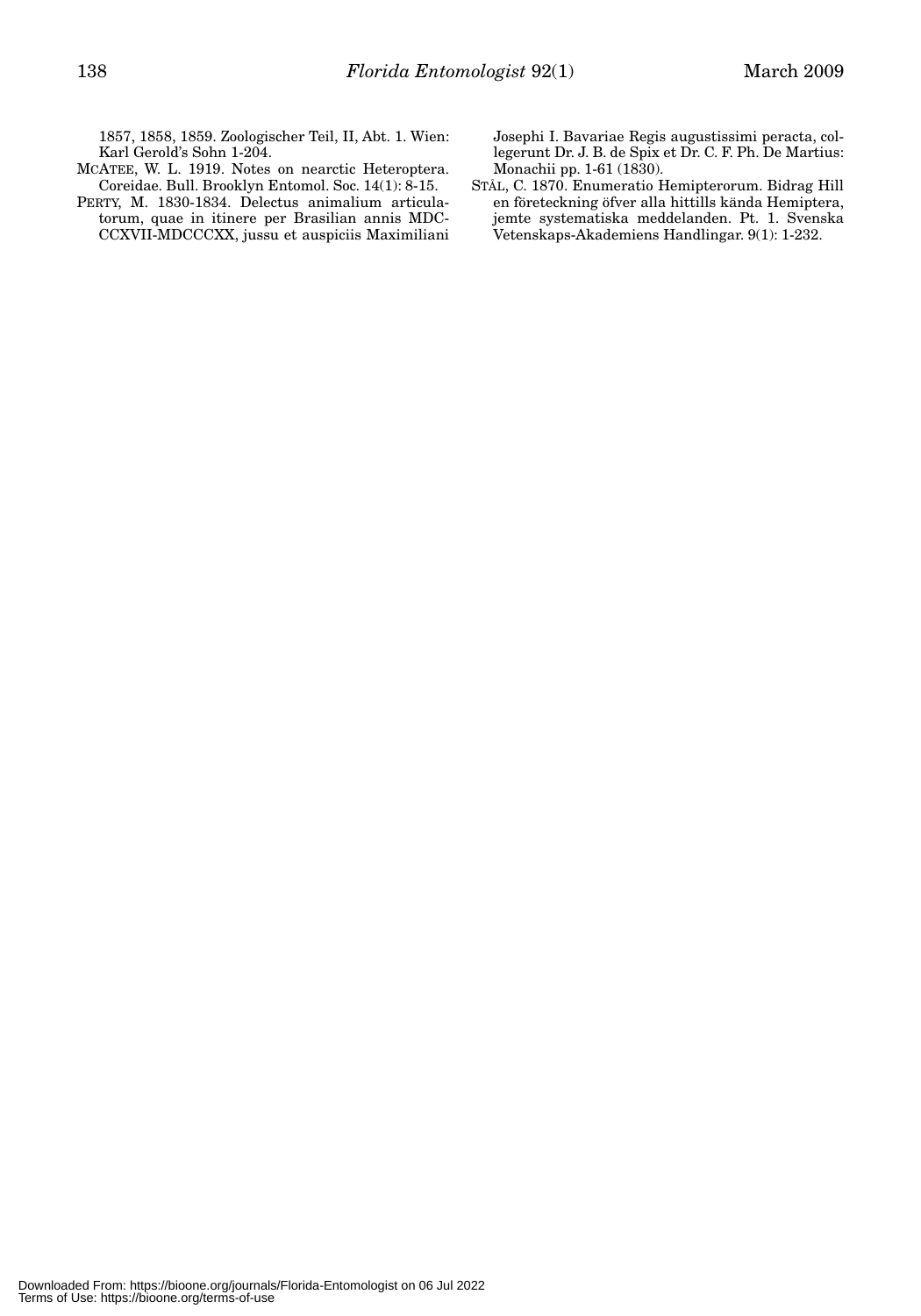1857, 1858, 1859. Zoologischer Teil, II, Abt. 1. Wien: Karl Gerold's Sohn 1-204.

MCATEE, W. L. 1919. Notes on nearctic Heteroptera. Coreidae. Bull. Brooklyn Entomol. Soc. 14(1): 8-15.

PERTY, M. 1830-1834. Delectus animalium articulatorum, quae in itinere per Brasilian annis MDCCCXVII-MDCCCXX, jussu et auspiciis Maximiliani Josephi I. Bavariae Regis augustissimi peracta, collegerunt Dr. J. B. de Spix et Dr. C. F. Ph. De Martius: Monachii pp. 1-61 (1830).

STÅL, C. 1870. Enumeratio Hemipterorum. Bidrag Hill en företeckning öfver alla hittills kända Hemiptera, jemte systematiska meddelanden. Pt. 1. Svenska Vetenskaps-Akademiens Handlingar. 9(1): 1-232.

Downloaded From: https://bioone.org/journals/Florida-Entomologist on 06 Jul 2022
Terms of Use: https://bioone.org/terms-of-use